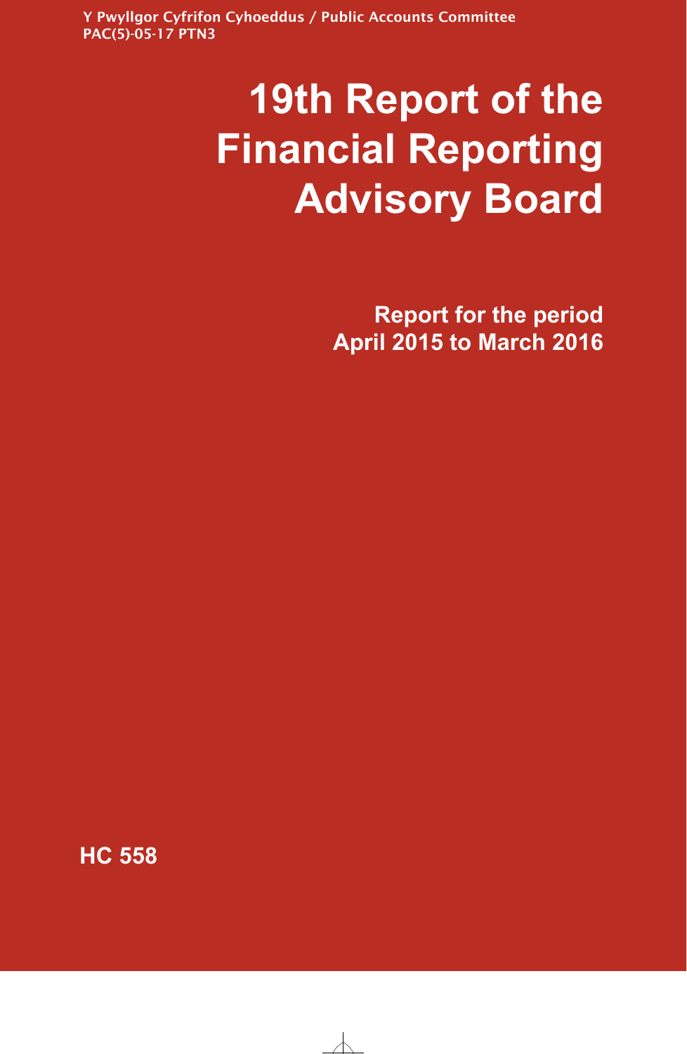Y Pwyllgor Cyfrifon Cyhoeddus / Public Accounts Committee
PAC(5)-05-17 PTN3

# 19th Report of the Financial Reporting Advisory Board

## Report for the period April 2015 to March 2016

HC 558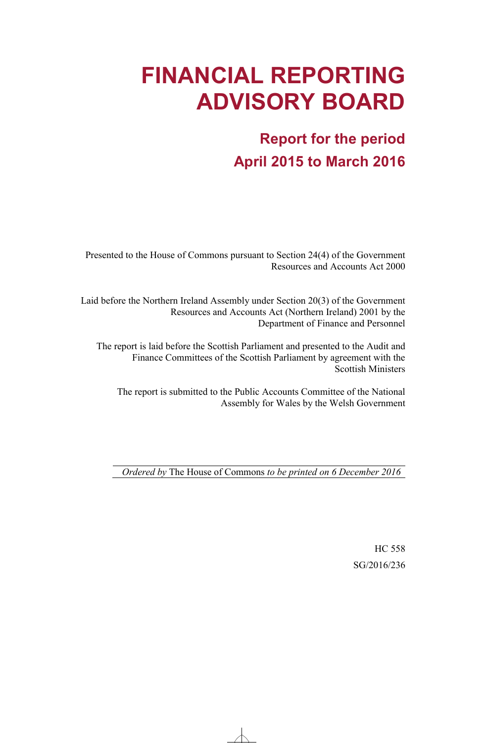# FINANCIAL REPORTING ADVISORY BOARD

## Report for the period April 2015 to March 2016

Presented to the House of Commons pursuant to Section 24(4) of the Government Resources and Accounts Act 2000

Laid before the Northern Ireland Assembly under Section 20(3) of the Government Resources and Accounts Act (Northern Ireland) 2001 by the Department of Finance and Personnel

The report is laid before the Scottish Parliament and presented to the Audit and Finance Committees of the Scottish Parliament by agreement with the Scottish Ministers

The report is submitted to the Public Accounts Committee of the National Assembly for Wales by the Welsh Government

*Ordered by* The House of Commons *to be printed on 6 December 2016*

HC 558

SG/2016/236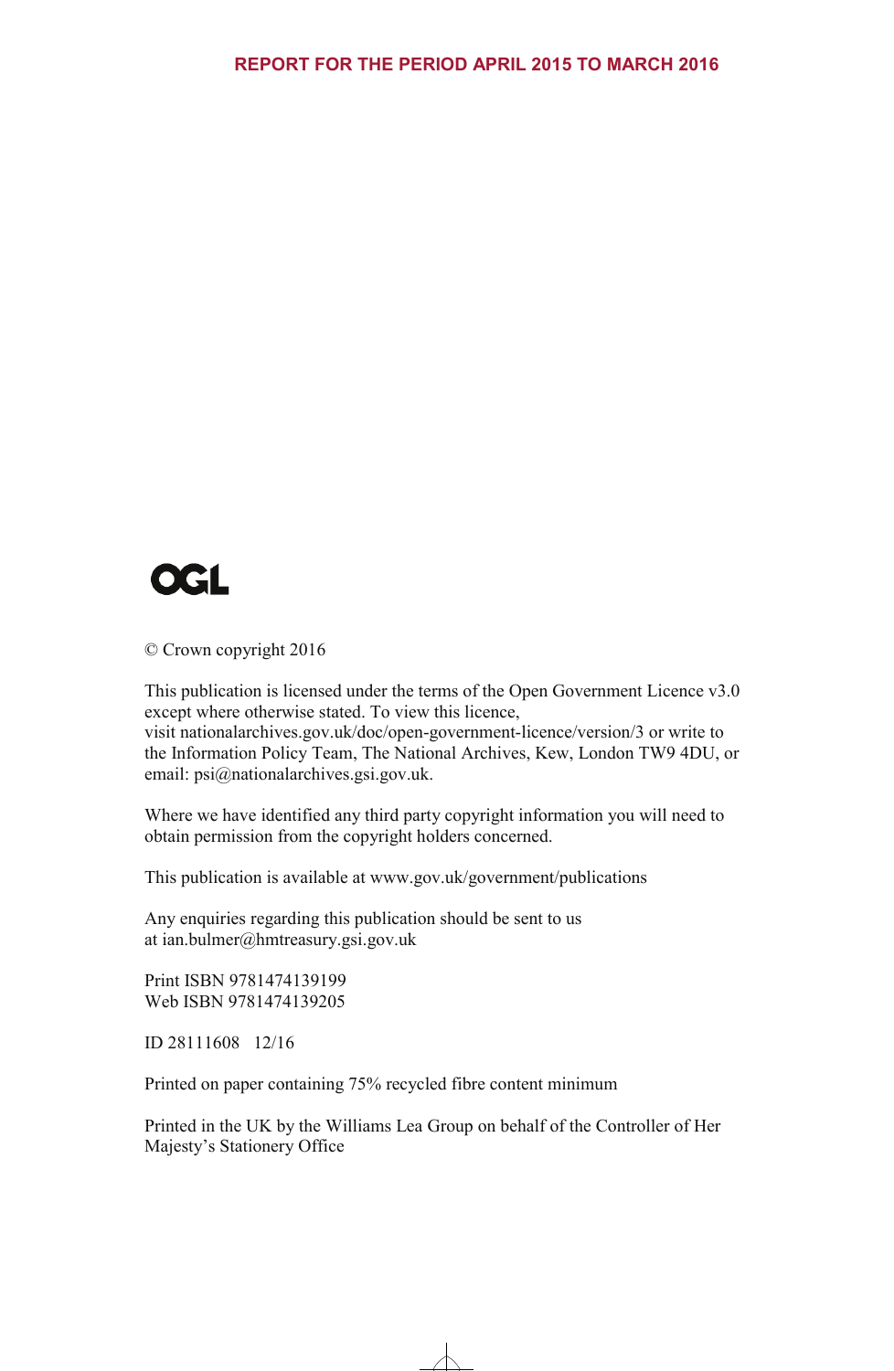REPORT FOR THE PERIOD APRIL 2015 TO MARCH 2016

OGL

© Crown copyright 2016

This publication is licensed under the terms of the Open Government Licence v3.0 except where otherwise stated. To view this licence, visit nationalarchives.gov.uk/doc/open-government-licence/version/3 or write to the Information Policy Team, The National Archives, Kew, London TW9 4DU, or email: psi@nationalarchives.gsi.gov.uk.

Where we have identified any third party copyright information you will need to obtain permission from the copyright holders concerned.

This publication is available at www.gov.uk/government/publications

Any enquiries regarding this publication should be sent to us at ian.bulmer@hmtreasury.gsi.gov.uk

Print ISBN 9781474139199
Web ISBN 9781474139205

ID 28111608 12/16

Printed on paper containing 75% recycled fibre content minimum

Printed in the UK by the Williams Lea Group on behalf of the Controller of Her Majesty's Stationery Office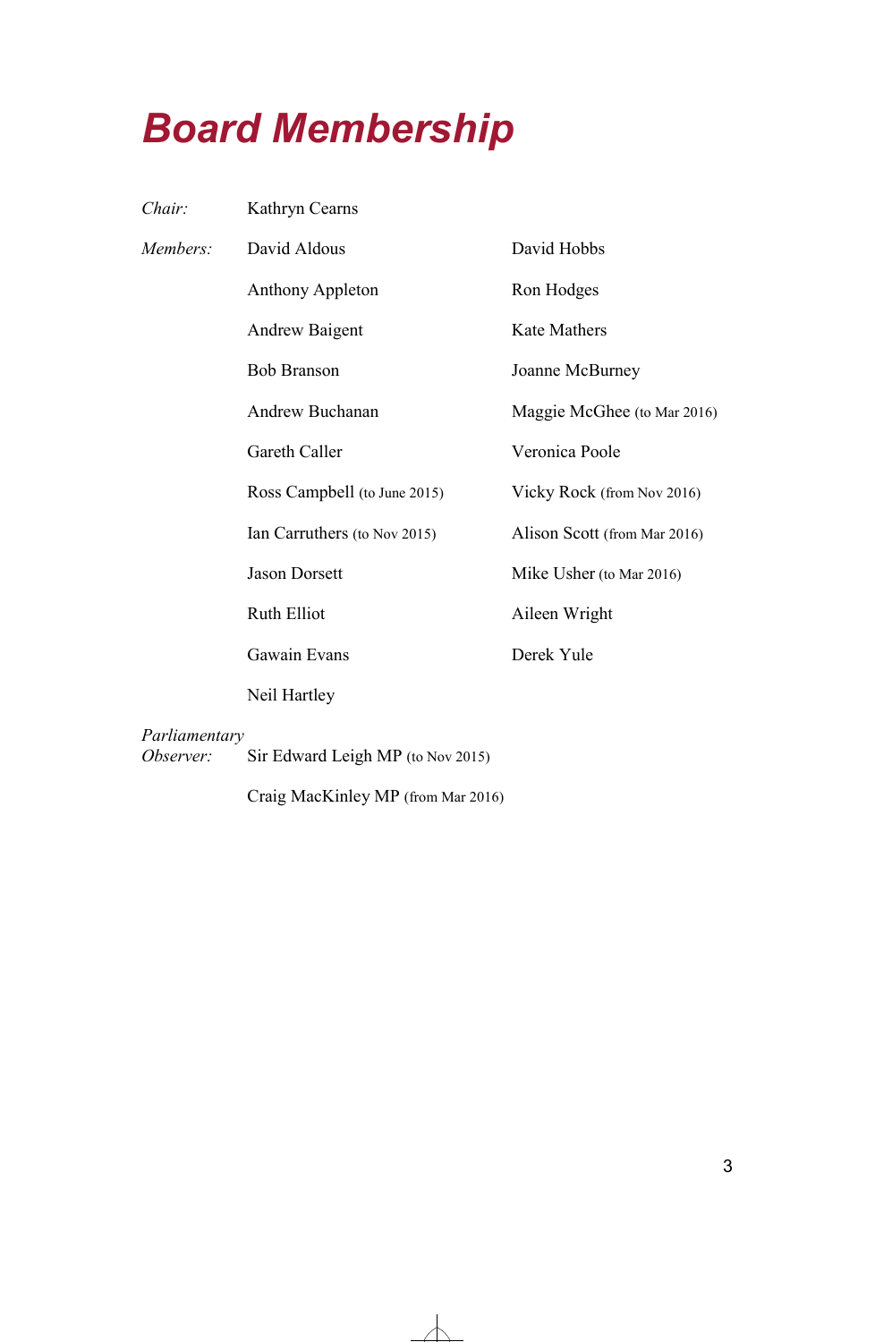# Board Membership

*Chair:* Kathryn Cearns

*Members:*

- David Aldous
- Anthony Appleton
- Andrew Baigent
- Bob Branson
- Andrew Buchanan
- Gareth Caller
- Ross Campbell (to June 2015)
- Ian Carruthers (to Nov 2015)
- Jason Dorsett
- Ruth Elliot
- Gawain Evans
- Neil Hartley
- David Hobbs
- Ron Hodges
- Kate Mathers
- Joanne McBurney
- Maggie McGhee (to Mar 2016)
- Veronica Poole
- Vicky Rock (from Nov 2016)
- Alison Scott (from Mar 2016)
- Mike Usher (to Mar 2016)
- Aileen Wright
- Derek Yule

*Parliamentary Observer:*

- Sir Edward Leigh MP (to Nov 2015)
- Craig MacKinley MP (from Mar 2016)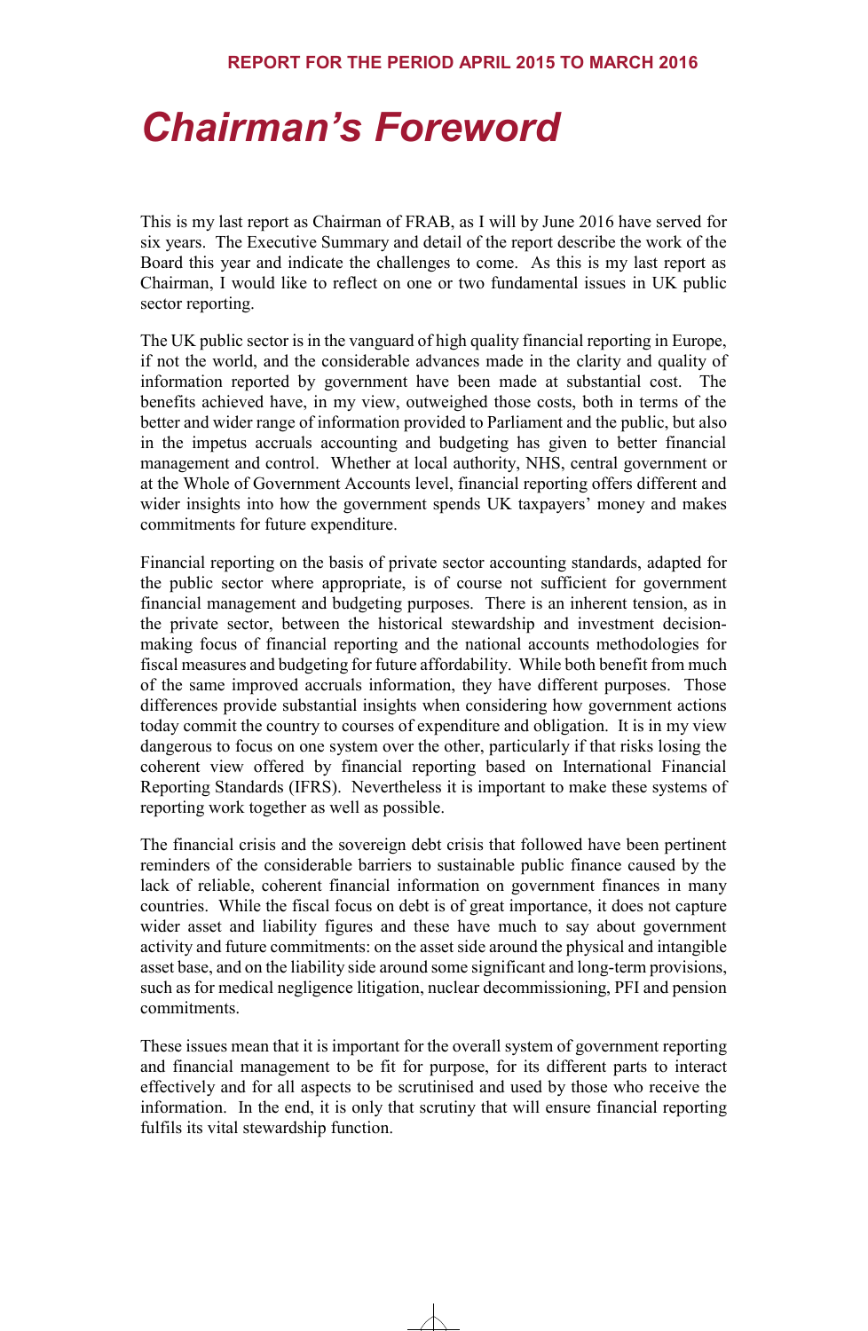# Chairman's Foreword

This is my last report as Chairman of FRAB, as I will by June 2016 have served for six years. The Executive Summary and detail of the report describe the work of the Board this year and indicate the challenges to come. As this is my last report as Chairman, I would like to reflect on one or two fundamental issues in UK public sector reporting.

The UK public sector is in the vanguard of high quality financial reporting in Europe, if not the world, and the considerable advances made in the clarity and quality of information reported by government have been made at substantial cost. The benefits achieved have, in my view, outweighed those costs, both in terms of the better and wider range of information provided to Parliament and the public, but also in the impetus accruals accounting and budgeting has given to better financial management and control. Whether at local authority, NHS, central government or at the Whole of Government Accounts level, financial reporting offers different and wider insights into how the government spends UK taxpayers' money and makes commitments for future expenditure.

Financial reporting on the basis of private sector accounting standards, adapted for the public sector where appropriate, is of course not sufficient for government financial management and budgeting purposes. There is an inherent tension, as in the private sector, between the historical stewardship and investment decision-making focus of financial reporting and the national accounts methodologies for fiscal measures and budgeting for future affordability. While both benefit from much of the same improved accruals information, they have different purposes. Those differences provide substantial insights when considering how government actions today commit the country to courses of expenditure and obligation. It is in my view dangerous to focus on one system over the other, particularly if that risks losing the coherent view offered by financial reporting based on International Financial Reporting Standards (IFRS). Nevertheless it is important to make these systems of reporting work together as well as possible.

The financial crisis and the sovereign debt crisis that followed have been pertinent reminders of the considerable barriers to sustainable public finance caused by the lack of reliable, coherent financial information on government finances in many countries. While the fiscal focus on debt is of great importance, it does not capture wider asset and liability figures and these have much to say about government activity and future commitments: on the asset side around the physical and intangible asset base, and on the liability side around some significant and long-term provisions, such as for medical negligence litigation, nuclear decommissioning, PFI and pension commitments.

These issues mean that it is important for the overall system of government reporting and financial management to be fit for purpose, for its different parts to interact effectively and for all aspects to be scrutinised and used by those who receive the information. In the end, it is only that scrutiny that will ensure financial reporting fulfils its vital stewardship function.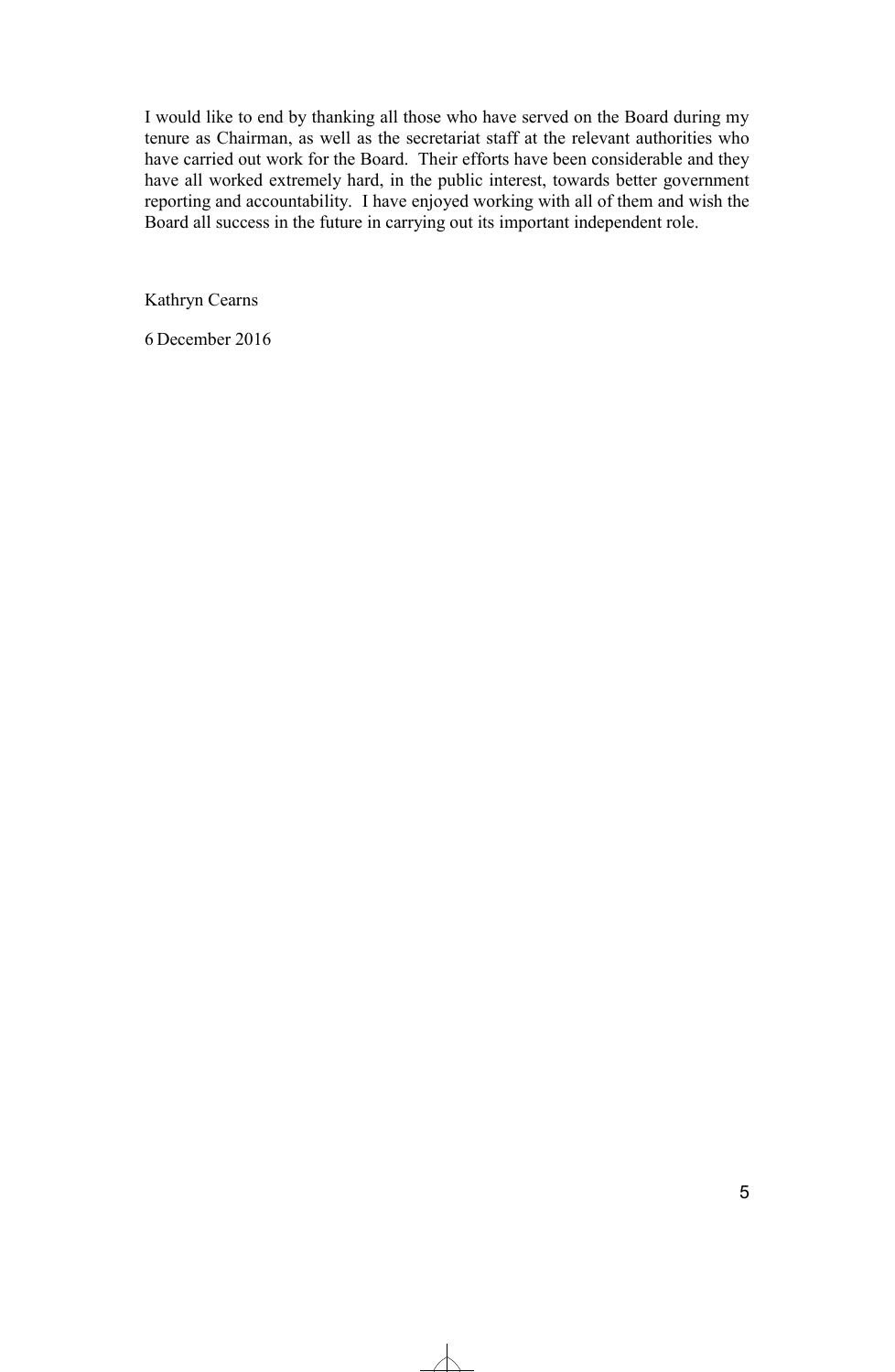I would like to end by thanking all those who have served on the Board during my tenure as Chairman, as well as the secretariat staff at the relevant authorities who have carried out work for the Board. Their efforts have been considerable and they have all worked extremely hard, in the public interest, towards better government reporting and accountability. I have enjoyed working with all of them and wish the Board all success in the future in carrying out its important independent role.

Kathryn Cearns

6 December 2016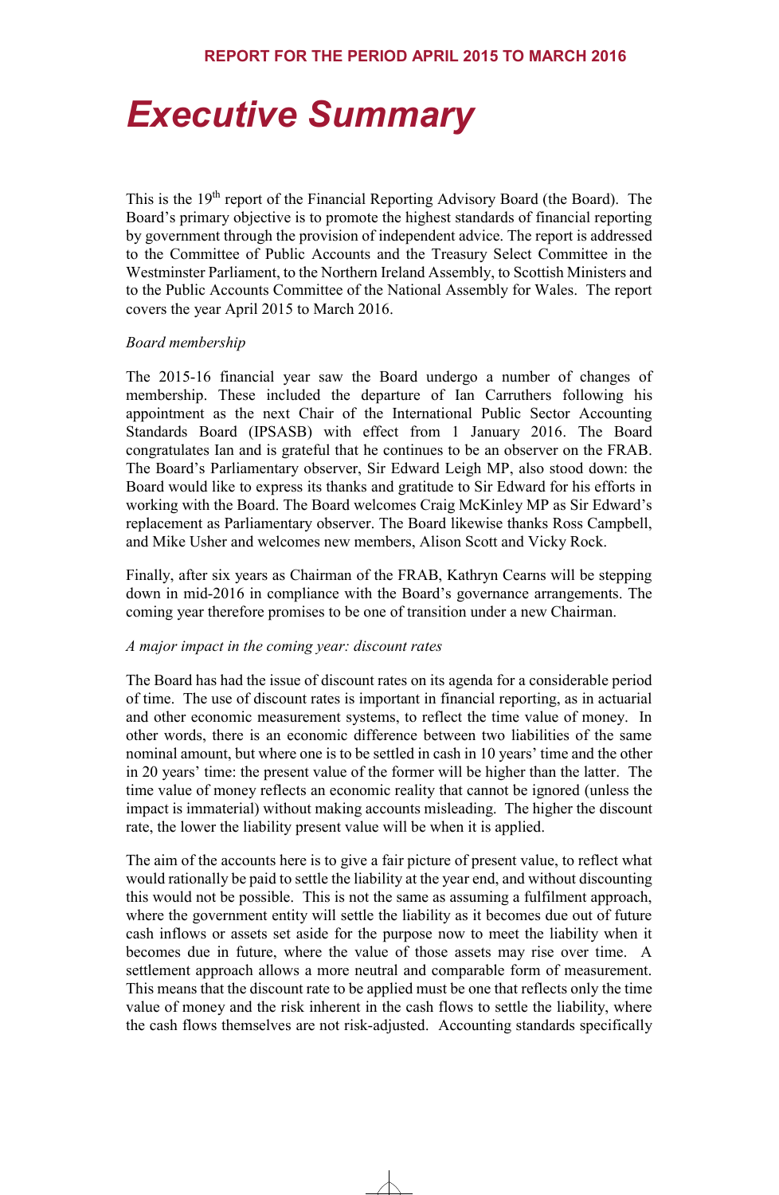# Executive Summary

This is the 19th report of the Financial Reporting Advisory Board (the Board). The Board's primary objective is to promote the highest standards of financial reporting by government through the provision of independent advice. The report is addressed to the Committee of Public Accounts and the Treasury Select Committee in the Westminster Parliament, to the Northern Ireland Assembly, to Scottish Ministers and to the Public Accounts Committee of the National Assembly for Wales. The report covers the year April 2015 to March 2016.

*Board membership*

The 2015-16 financial year saw the Board undergo a number of changes of membership. These included the departure of Ian Carruthers following his appointment as the next Chair of the International Public Sector Accounting Standards Board (IPSASB) with effect from 1 January 2016. The Board congratulates Ian and is grateful that he continues to be an observer on the FRAB. The Board's Parliamentary observer, Sir Edward Leigh MP, also stood down: the Board would like to express its thanks and gratitude to Sir Edward for his efforts in working with the Board. The Board welcomes Craig McKinley MP as Sir Edward's replacement as Parliamentary observer. The Board likewise thanks Ross Campbell, and Mike Usher and welcomes new members, Alison Scott and Vicky Rock.

Finally, after six years as Chairman of the FRAB, Kathryn Cearns will be stepping down in mid-2016 in compliance with the Board's governance arrangements. The coming year therefore promises to be one of transition under a new Chairman.

*A major impact in the coming year: discount rates*

The Board has had the issue of discount rates on its agenda for a considerable period of time. The use of discount rates is important in financial reporting, as in actuarial and other economic measurement systems, to reflect the time value of money. In other words, there is an economic difference between two liabilities of the same nominal amount, but where one is to be settled in cash in 10 years' time and the other in 20 years' time: the present value of the former will be higher than the latter. The time value of money reflects an economic reality that cannot be ignored (unless the impact is immaterial) without making accounts misleading. The higher the discount rate, the lower the liability present value will be when it is applied.

The aim of the accounts here is to give a fair picture of present value, to reflect what would rationally be paid to settle the liability at the year end, and without discounting this would not be possible. This is not the same as assuming a fulfilment approach, where the government entity will settle the liability as it becomes due out of future cash inflows or assets set aside for the purpose now to meet the liability when it becomes due in future, where the value of those assets may rise over time. A settlement approach allows a more neutral and comparable form of measurement. This means that the discount rate to be applied must be one that reflects only the time value of money and the risk inherent in the cash flows to settle the liability, where the cash flows themselves are not risk-adjusted. Accounting standards specifically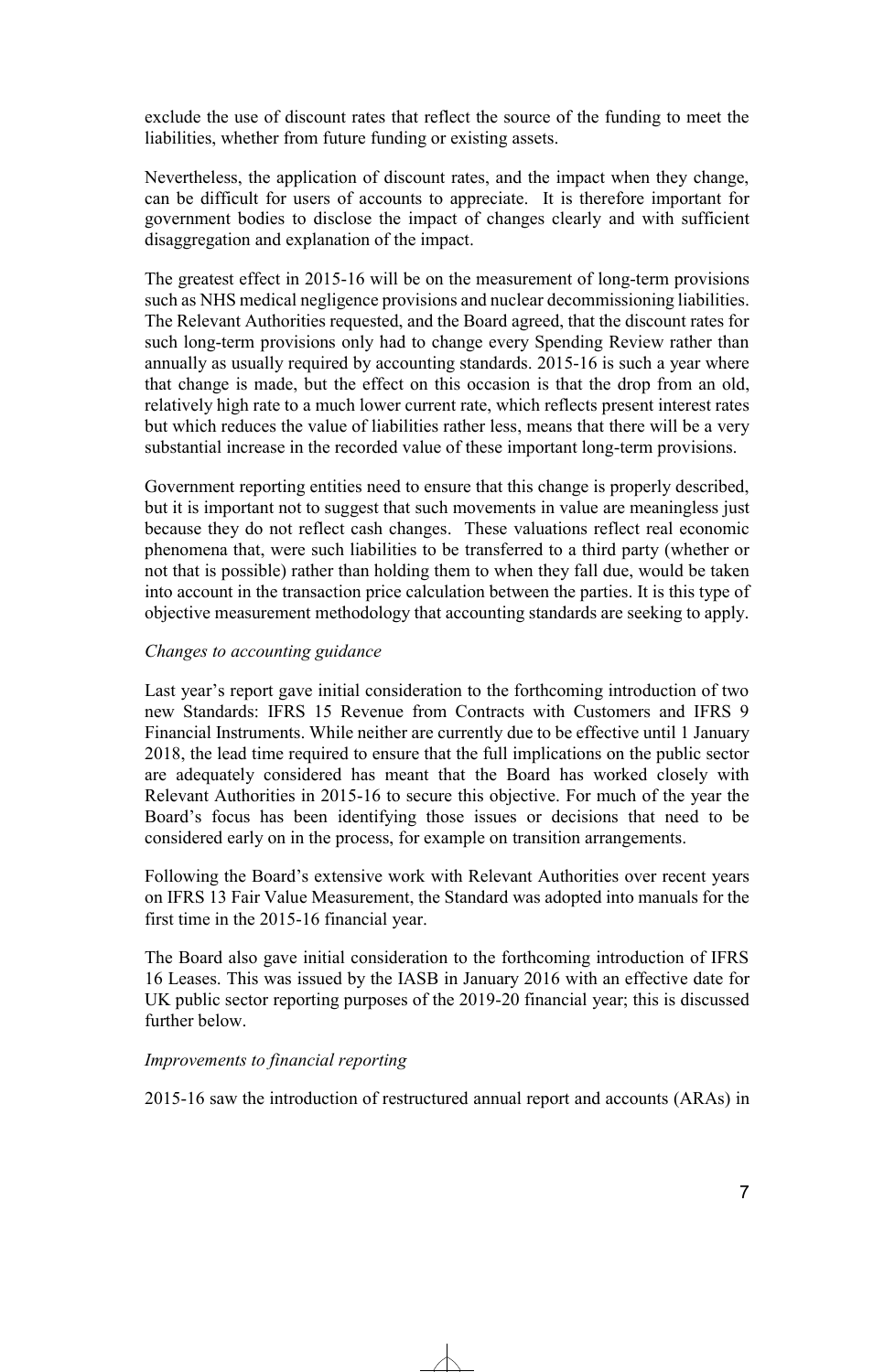exclude the use of discount rates that reflect the source of the funding to meet the liabilities, whether from future funding or existing assets.

Nevertheless, the application of discount rates, and the impact when they change, can be difficult for users of accounts to appreciate. It is therefore important for government bodies to disclose the impact of changes clearly and with sufficient disaggregation and explanation of the impact.

The greatest effect in 2015-16 will be on the measurement of long-term provisions such as NHS medical negligence provisions and nuclear decommissioning liabilities. The Relevant Authorities requested, and the Board agreed, that the discount rates for such long-term provisions only had to change every Spending Review rather than annually as usually required by accounting standards. 2015-16 is such a year where that change is made, but the effect on this occasion is that the drop from an old, relatively high rate to a much lower current rate, which reflects present interest rates but which reduces the value of liabilities rather less, means that there will be a very substantial increase in the recorded value of these important long-term provisions.

Government reporting entities need to ensure that this change is properly described, but it is important not to suggest that such movements in value are meaningless just because they do not reflect cash changes. These valuations reflect real economic phenomena that, were such liabilities to be transferred to a third party (whether or not that is possible) rather than holding them to when they fall due, would be taken into account in the transaction price calculation between the parties. It is this type of objective measurement methodology that accounting standards are seeking to apply.

*Changes to accounting guidance*

Last year's report gave initial consideration to the forthcoming introduction of two new Standards: IFRS 15 Revenue from Contracts with Customers and IFRS 9 Financial Instruments. While neither are currently due to be effective until 1 January 2018, the lead time required to ensure that the full implications on the public sector are adequately considered has meant that the Board has worked closely with Relevant Authorities in 2015-16 to secure this objective. For much of the year the Board's focus has been identifying those issues or decisions that need to be considered early on in the process, for example on transition arrangements.

Following the Board's extensive work with Relevant Authorities over recent years on IFRS 13 Fair Value Measurement, the Standard was adopted into manuals for the first time in the 2015-16 financial year.

The Board also gave initial consideration to the forthcoming introduction of IFRS 16 Leases. This was issued by the IASB in January 2016 with an effective date for UK public sector reporting purposes of the 2019-20 financial year; this is discussed further below.

*Improvements to financial reporting*

2015-16 saw the introduction of restructured annual report and accounts (ARAs) in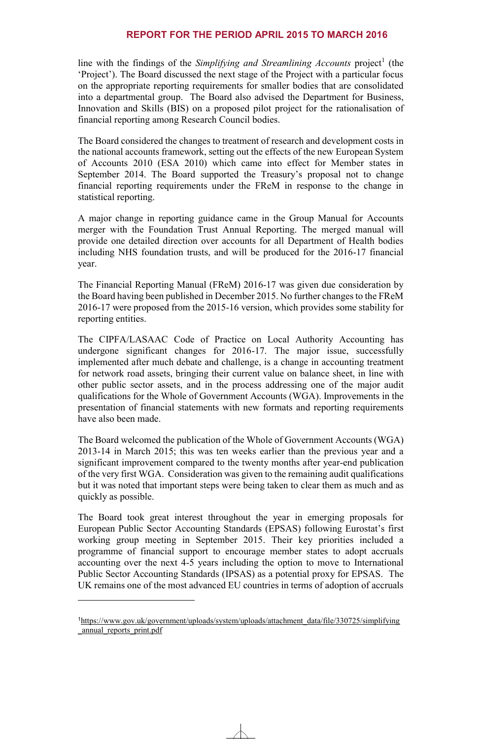line with the findings of the *Simplifying and Streamlining Accounts* project[1] (the 'Project'). The Board discussed the next stage of the Project with a particular focus on the appropriate reporting requirements for smaller bodies that are consolidated into a departmental group. The Board also advised the Department for Business, Innovation and Skills (BIS) on a proposed pilot project for the rationalisation of financial reporting among Research Council bodies.

The Board considered the changes to treatment of research and development costs in the national accounts framework, setting out the effects of the new European System of Accounts 2010 (ESA 2010) which came into effect for Member states in September 2014. The Board supported the Treasury's proposal not to change financial reporting requirements under the FReM in response to the change in statistical reporting.

A major change in reporting guidance came in the Group Manual for Accounts merger with the Foundation Trust Annual Reporting. The merged manual will provide one detailed direction over accounts for all Department of Health bodies including NHS foundation trusts, and will be produced for the 2016-17 financial year.

The Financial Reporting Manual (FReM) 2016-17 was given due consideration by the Board having been published in December 2015. No further changes to the FReM 2016-17 were proposed from the 2015-16 version, which provides some stability for reporting entities.

The CIPFA/LASAAC Code of Practice on Local Authority Accounting has undergone significant changes for 2016-17. The major issue, successfully implemented after much debate and challenge, is a change in accounting treatment for network road assets, bringing their current value on balance sheet, in line with other public sector assets, and in the process addressing one of the major audit qualifications for the Whole of Government Accounts (WGA). Improvements in the presentation of financial statements with new formats and reporting requirements have also been made.

The Board welcomed the publication of the Whole of Government Accounts (WGA) 2013-14 in March 2015; this was ten weeks earlier than the previous year and a significant improvement compared to the twenty months after year-end publication of the very first WGA. Consideration was given to the remaining audit qualifications but it was noted that important steps were being taken to clear them as much and as quickly as possible.

The Board took great interest throughout the year in emerging proposals for European Public Sector Accounting Standards (EPSAS) following Eurostat's first working group meeting in September 2015. Their key priorities included a programme of financial support to encourage member states to adopt accruals accounting over the next 4-5 years including the option to move to International Public Sector Accounting Standards (IPSAS) as a potential proxy for EPSAS. The UK remains one of the most advanced EU countries in terms of adoption of accruals

---

[1] https://www.gov.uk/government/uploads/system/uploads/attachment_data/file/330725/simplifying_annual_reports_print.pdf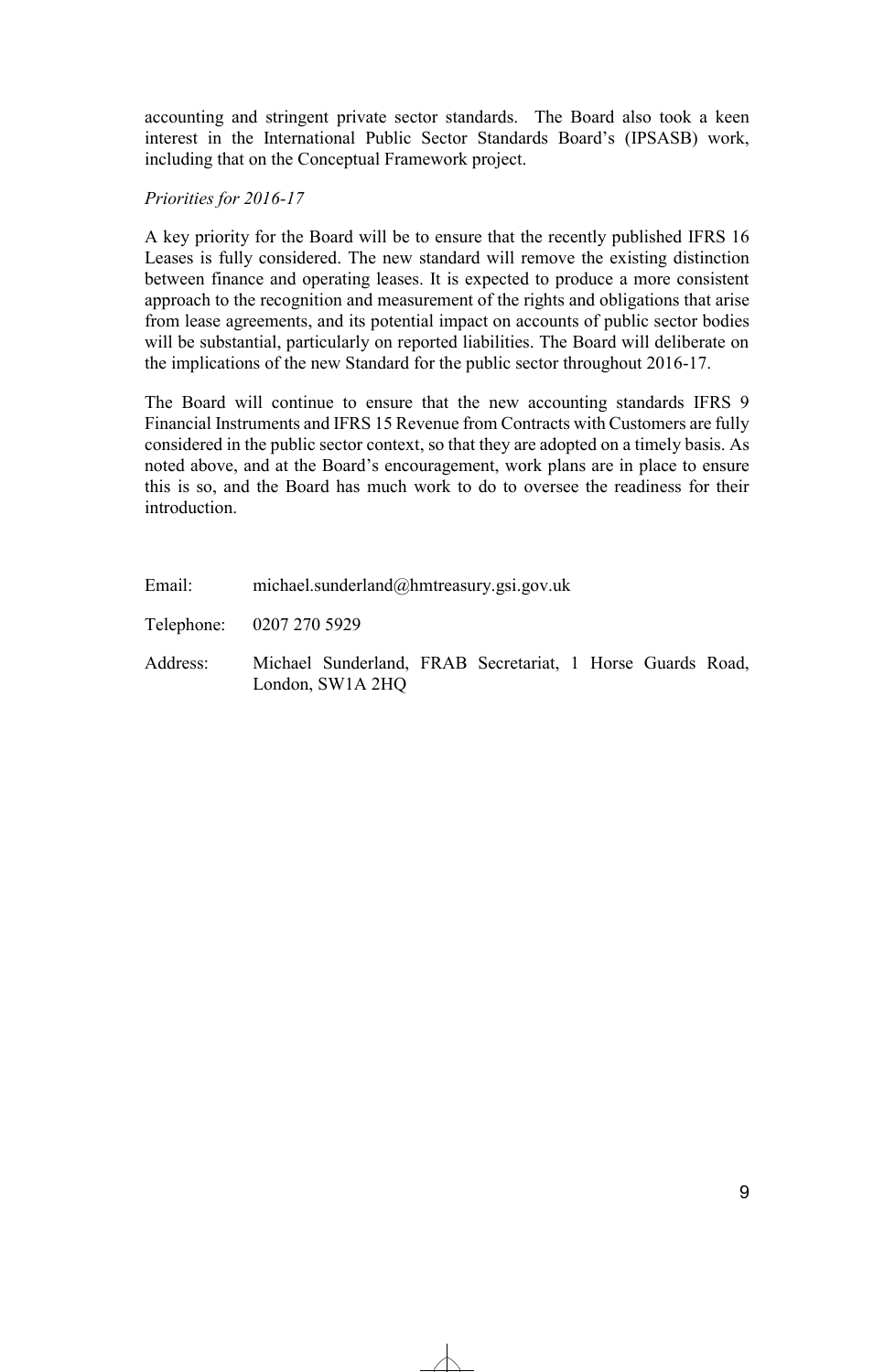accounting and stringent private sector standards. The Board also took a keen interest in the International Public Sector Standards Board's (IPSASB) work, including that on the Conceptual Framework project.

*Priorities for 2016-17*

A key priority for the Board will be to ensure that the recently published IFRS 16 Leases is fully considered. The new standard will remove the existing distinction between finance and operating leases. It is expected to produce a more consistent approach to the recognition and measurement of the rights and obligations that arise from lease agreements, and its potential impact on accounts of public sector bodies will be substantial, particularly on reported liabilities. The Board will deliberate on the implications of the new Standard for the public sector throughout 2016-17.

The Board will continue to ensure that the new accounting standards IFRS 9 Financial Instruments and IFRS 15 Revenue from Contracts with Customers are fully considered in the public sector context, so that they are adopted on a timely basis. As noted above, and at the Board's encouragement, work plans are in place to ensure this is so, and the Board has much work to do to oversee the readiness for their introduction.

Email: michael.sunderland@hmtreasury.gsi.gov.uk

Telephone: 0207 270 5929

Address: Michael Sunderland, FRAB Secretariat, 1 Horse Guards Road, London, SW1A 2HQ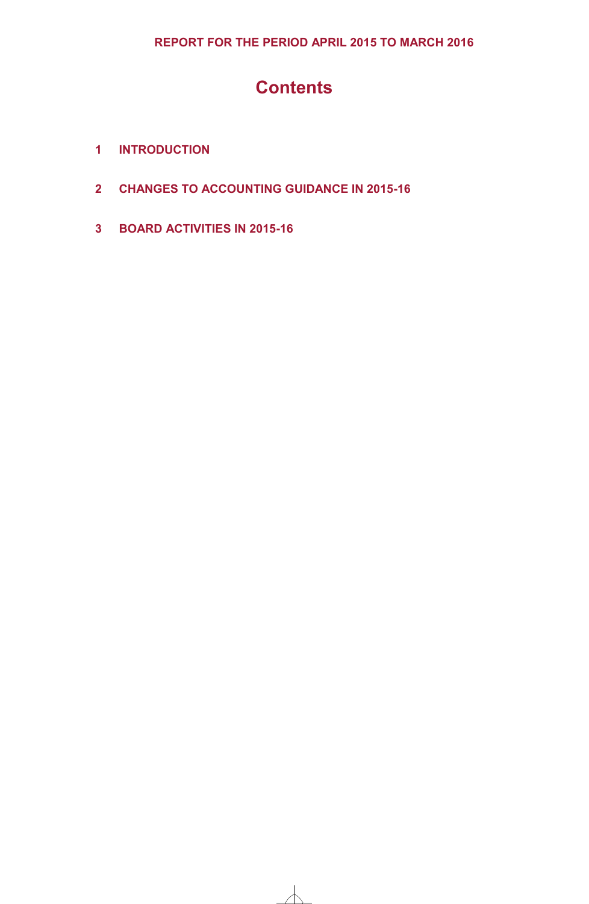REPORT FOR THE PERIOD APRIL 2015 TO MARCH 2016

# Contents

1 INTRODUCTION

2 CHANGES TO ACCOUNTING GUIDANCE IN 2015-16

3 BOARD ACTIVITIES IN 2015-16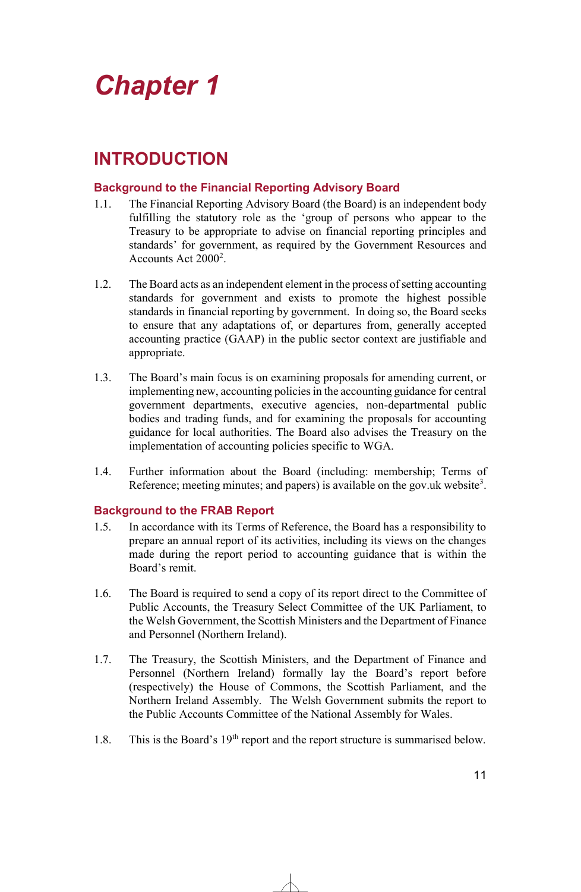# Chapter 1

## INTRODUCTION

### Background to the Financial Reporting Advisory Board

1.1. The Financial Reporting Advisory Board (the Board) is an independent body fulfilling the statutory role as the 'group of persons who appear to the Treasury to be appropriate to advise on financial reporting principles and standards' for government, as required by the Government Resources and Accounts Act 2000[2].

1.2. The Board acts as an independent element in the process of setting accounting standards for government and exists to promote the highest possible standards in financial reporting by government. In doing so, the Board seeks to ensure that any adaptations of, or departures from, generally accepted accounting practice (GAAP) in the public sector context are justifiable and appropriate.

1.3. The Board's main focus is on examining proposals for amending current, or implementing new, accounting policies in the accounting guidance for central government departments, executive agencies, non-departmental public bodies and trading funds, and for examining the proposals for accounting guidance for local authorities. The Board also advises the Treasury on the implementation of accounting policies specific to WGA.

1.4. Further information about the Board (including: membership; Terms of Reference; meeting minutes; and papers) is available on the gov.uk website[3].

### Background to the FRAB Report

1.5. In accordance with its Terms of Reference, the Board has a responsibility to prepare an annual report of its activities, including its views on the changes made during the report period to accounting guidance that is within the Board's remit.

1.6. The Board is required to send a copy of its report direct to the Committee of Public Accounts, the Treasury Select Committee of the UK Parliament, to the Welsh Government, the Scottish Ministers and the Department of Finance and Personnel (Northern Ireland).

1.7. The Treasury, the Scottish Ministers, and the Department of Finance and Personnel (Northern Ireland) formally lay the Board's report before (respectively) the House of Commons, the Scottish Parliament, and the Northern Ireland Assembly. The Welsh Government submits the report to the Public Accounts Committee of the National Assembly for Wales.

1.8. This is the Board's 19th report and the report structure is summarised below.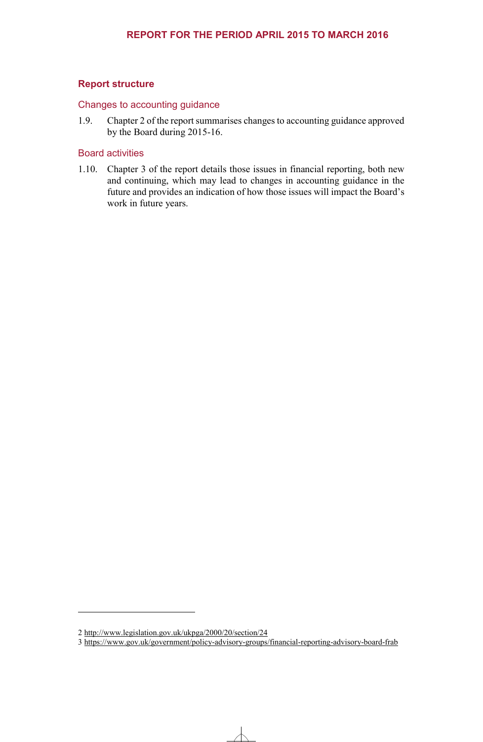## Report structure

### Changes to accounting guidance

1.9. Chapter 2 of the report summarises changes to accounting guidance approved by the Board during 2015-16.

### Board activities

1.10. Chapter 3 of the report details those issues in financial reporting, both new and continuing, which may lead to changes in accounting guidance in the future and provides an indication of how those issues will impact the Board's work in future years.

---

2 http://www.legislation.gov.uk/ukpga/2000/20/section/24
3 https://www.gov.uk/government/policy-advisory-groups/financial-reporting-advisory-board-frab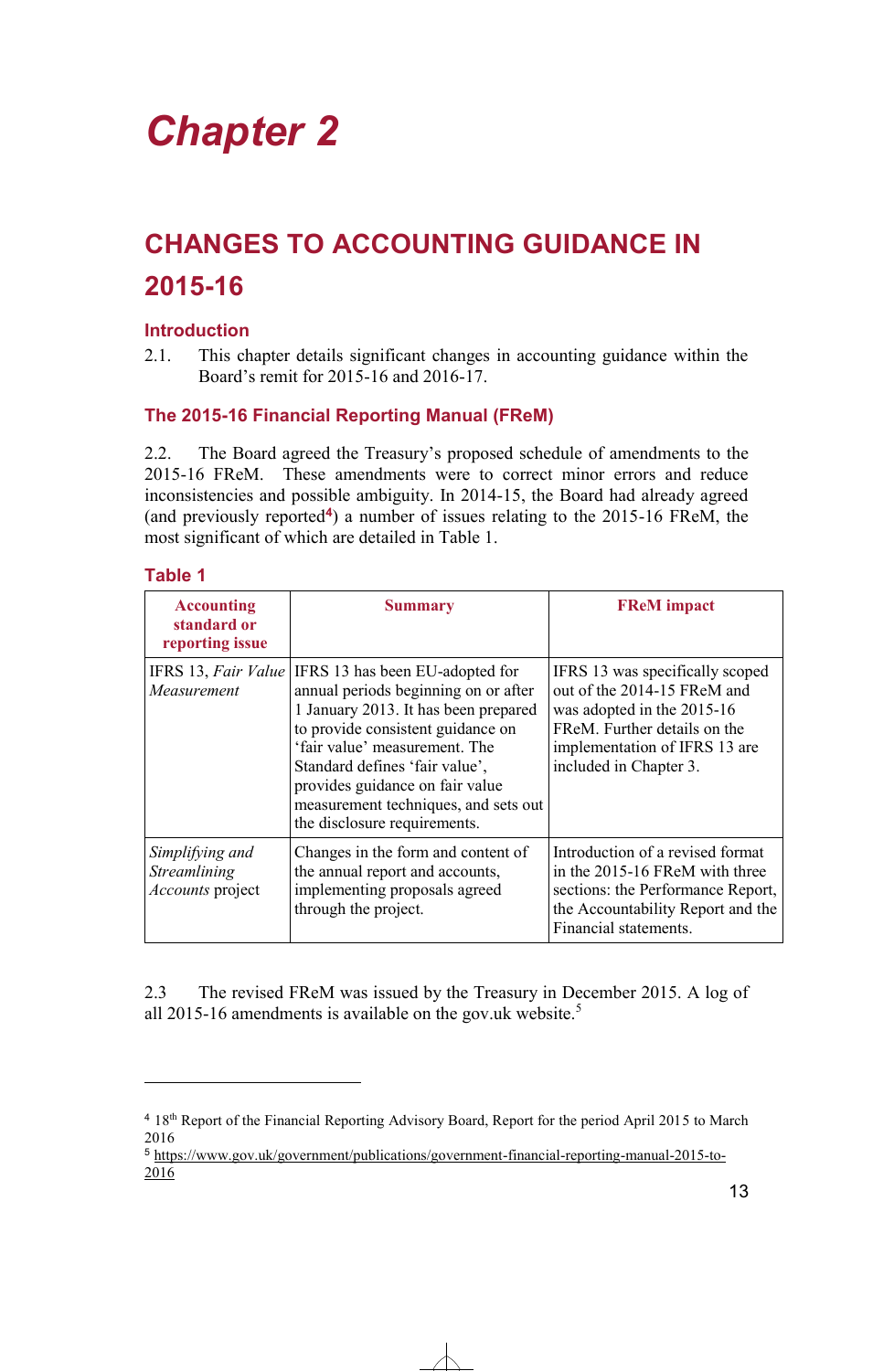# Chapter 2

## CHANGES TO ACCOUNTING GUIDANCE IN 2015-16

### Introduction

2.1. This chapter details significant changes in accounting guidance within the Board's remit for 2015-16 and 2016-17.

### The 2015-16 Financial Reporting Manual (FReM)

2.2. The Board agreed the Treasury's proposed schedule of amendments to the 2015-16 FReM. These amendments were to correct minor errors and reduce inconsistencies and possible ambiguity. In 2014-15, the Board had already agreed (and previously reported[4]) a number of issues relating to the 2015-16 FReM, the most significant of which are detailed in Table 1.

### Table 1

| Accounting standard or reporting issue | Summary | FReM impact |
|---|---|---|
| IFRS 13, *Fair Value Measurement* | IFRS 13 has been EU-adopted for annual periods beginning on or after 1 January 2013. It has been prepared to provide consistent guidance on 'fair value' measurement. The Standard defines 'fair value', provides guidance on fair value measurement techniques, and sets out the disclosure requirements. | IFRS 13 was specifically scoped out of the 2014-15 FReM and was adopted in the 2015-16 FReM. Further details on the implementation of IFRS 13 are included in Chapter 3. |
| *Simplifying and Streamlining Accounts* project | Changes in the form and content of the annual report and accounts, implementing proposals agreed through the project. | Introduction of a revised format in the 2015-16 FReM with three sections: the Performance Report, the Accountability Report and the Financial statements. |

2.3 The revised FReM was issued by the Treasury in December 2015. A log of all 2015-16 amendments is available on the gov.uk website.[5]

---

[4] 18th Report of the Financial Reporting Advisory Board, Report for the period April 2015 to March 2016

[5] https://www.gov.uk/government/publications/government-financial-reporting-manual-2015-to-2016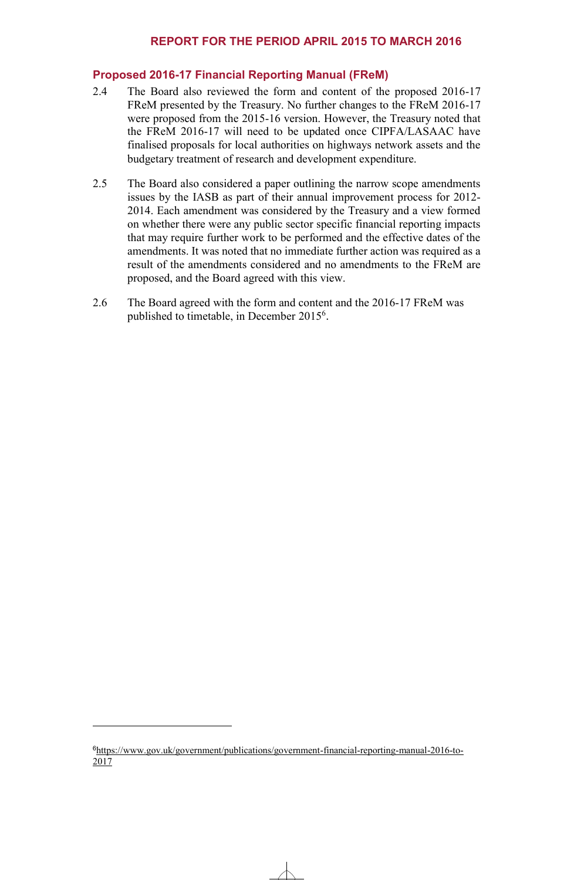## Proposed 2016-17 Financial Reporting Manual (FReM)

2.4 The Board also reviewed the form and content of the proposed 2016-17 FReM presented by the Treasury. No further changes to the FReM 2016-17 were proposed from the 2015-16 version. However, the Treasury noted that the FReM 2016-17 will need to be updated once CIPFA/LASAAC have finalised proposals for local authorities on highways network assets and the budgetary treatment of research and development expenditure.

2.5 The Board also considered a paper outlining the narrow scope amendments issues by the IASB as part of their annual improvement process for 2012-2014. Each amendment was considered by the Treasury and a view formed on whether there were any public sector specific financial reporting impacts that may require further work to be performed and the effective dates of the amendments. It was noted that no immediate further action was required as a result of the amendments considered and no amendments to the FReM are proposed, and the Board agreed with this view.

2.6 The Board agreed with the form and content and the 2016-17 FReM was published to timetable, in December 2015[6].

---

[6] https://www.gov.uk/government/publications/government-financial-reporting-manual-2016-to-2017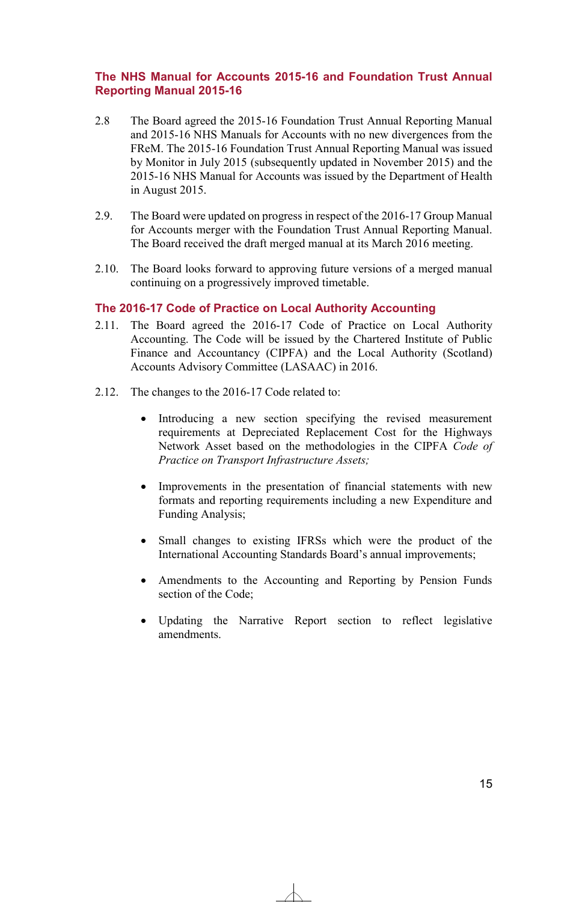## The NHS Manual for Accounts 2015-16 and Foundation Trust Annual Reporting Manual 2015-16

2.8 The Board agreed the 2015-16 Foundation Trust Annual Reporting Manual and 2015-16 NHS Manuals for Accounts with no new divergences from the FReM. The 2015-16 Foundation Trust Annual Reporting Manual was issued by Monitor in July 2015 (subsequently updated in November 2015) and the 2015-16 NHS Manual for Accounts was issued by the Department of Health in August 2015.

2.9. The Board were updated on progress in respect of the 2016-17 Group Manual for Accounts merger with the Foundation Trust Annual Reporting Manual. The Board received the draft merged manual at its March 2016 meeting.

2.10. The Board looks forward to approving future versions of a merged manual continuing on a progressively improved timetable.

## The 2016-17 Code of Practice on Local Authority Accounting

2.11. The Board agreed the 2016-17 Code of Practice on Local Authority Accounting. The Code will be issued by the Chartered Institute of Public Finance and Accountancy (CIPFA) and the Local Authority (Scotland) Accounts Advisory Committee (LASAAC) in 2016.

2.12. The changes to the 2016-17 Code related to:

- Introducing a new section specifying the revised measurement requirements at Depreciated Replacement Cost for the Highways Network Asset based on the methodologies in the CIPFA *Code of Practice on Transport Infrastructure Assets;*
- Improvements in the presentation of financial statements with new formats and reporting requirements including a new Expenditure and Funding Analysis;
- Small changes to existing IFRSs which were the product of the International Accounting Standards Board's annual improvements;
- Amendments to the Accounting and Reporting by Pension Funds section of the Code;
- Updating the Narrative Report section to reflect legislative amendments.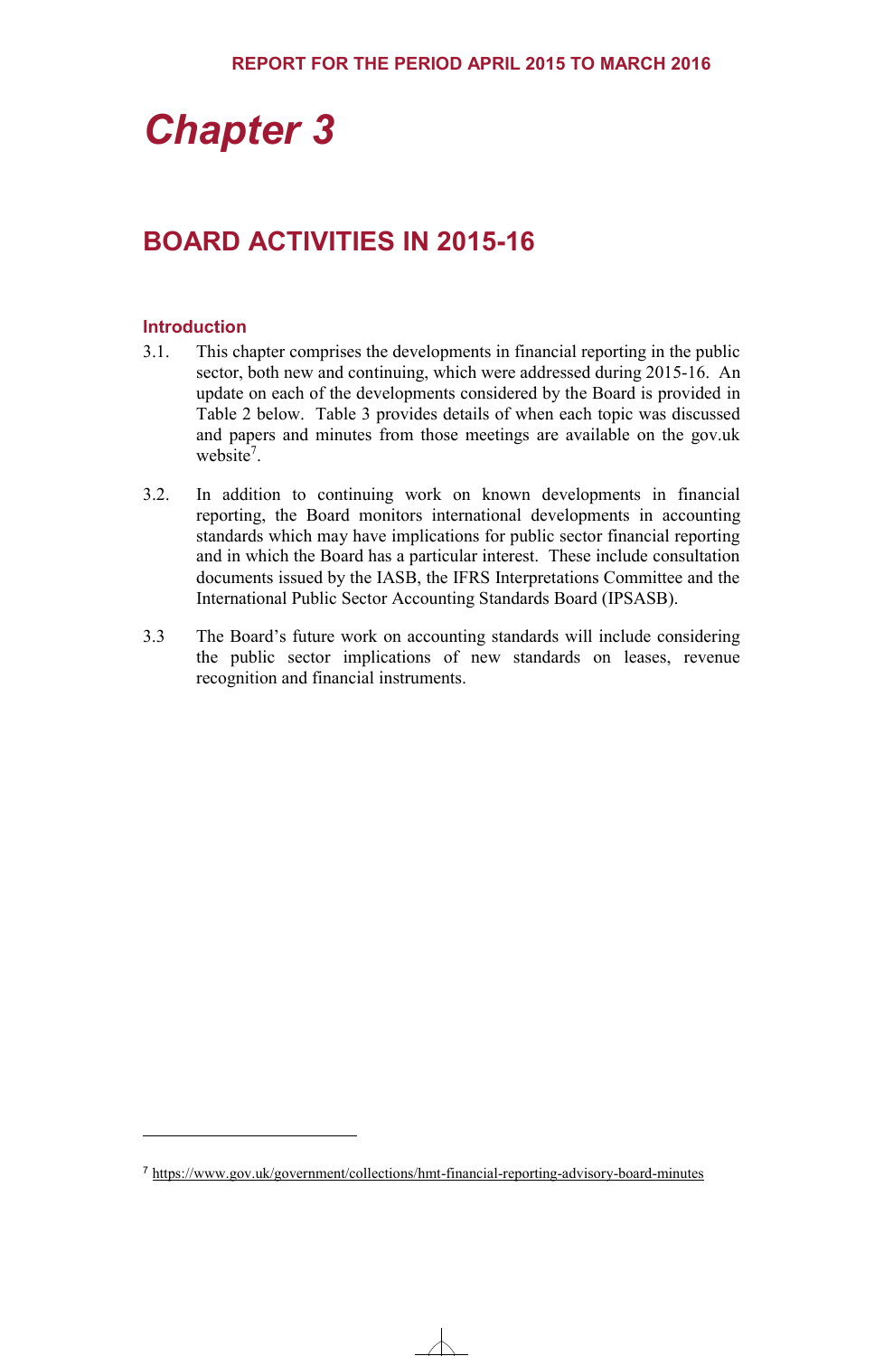# Chapter 3

## BOARD ACTIVITIES IN 2015-16

### Introduction

3.1. This chapter comprises the developments in financial reporting in the public sector, both new and continuing, which were addressed during 2015-16. An update on each of the developments considered by the Board is provided in Table 2 below. Table 3 provides details of when each topic was discussed and papers and minutes from those meetings are available on the gov.uk website[7].

3.2. In addition to continuing work on known developments in financial reporting, the Board monitors international developments in accounting standards which may have implications for public sector financial reporting and in which the Board has a particular interest. These include consultation documents issued by the IASB, the IFRS Interpretations Committee and the International Public Sector Accounting Standards Board (IPSASB).

3.3 The Board's future work on accounting standards will include considering the public sector implications of new standards on leases, revenue recognition and financial instruments.

---

[7] https://www.gov.uk/government/collections/hmt-financial-reporting-advisory-board-minutes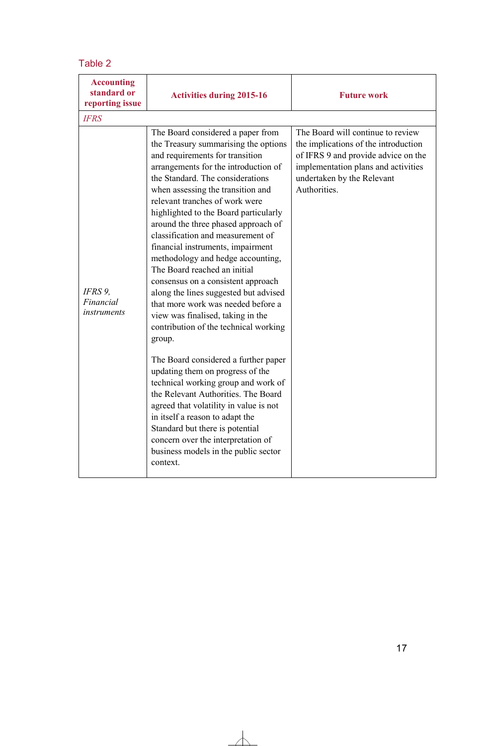Table 2

| Accounting standard or reporting issue | Activities during 2015-16 | Future work |
| --- | --- | --- |
| *IFRS* | | |
| *IFRS 9, Financial instruments* | The Board considered a paper from the Treasury summarising the options and requirements for transition arrangements for the introduction of the Standard. The considerations when assessing the transition and relevant tranches of work were highlighted to the Board particularly around the three phased approach of classification and measurement of financial instruments, impairment methodology and hedge accounting, The Board reached an initial consensus on a consistent approach along the lines suggested but advised that more work was needed before a view was finalised, taking in the contribution of the technical working group.<br><br>The Board considered a further paper updating them on progress of the technical working group and work of the Relevant Authorities. The Board agreed that volatility in value is not in itself a reason to adapt the Standard but there is potential concern over the interpretation of business models in the public sector context. | The Board will continue to review the implications of the introduction of IFRS 9 and provide advice on the implementation plans and activities undertaken by the Relevant Authorities. |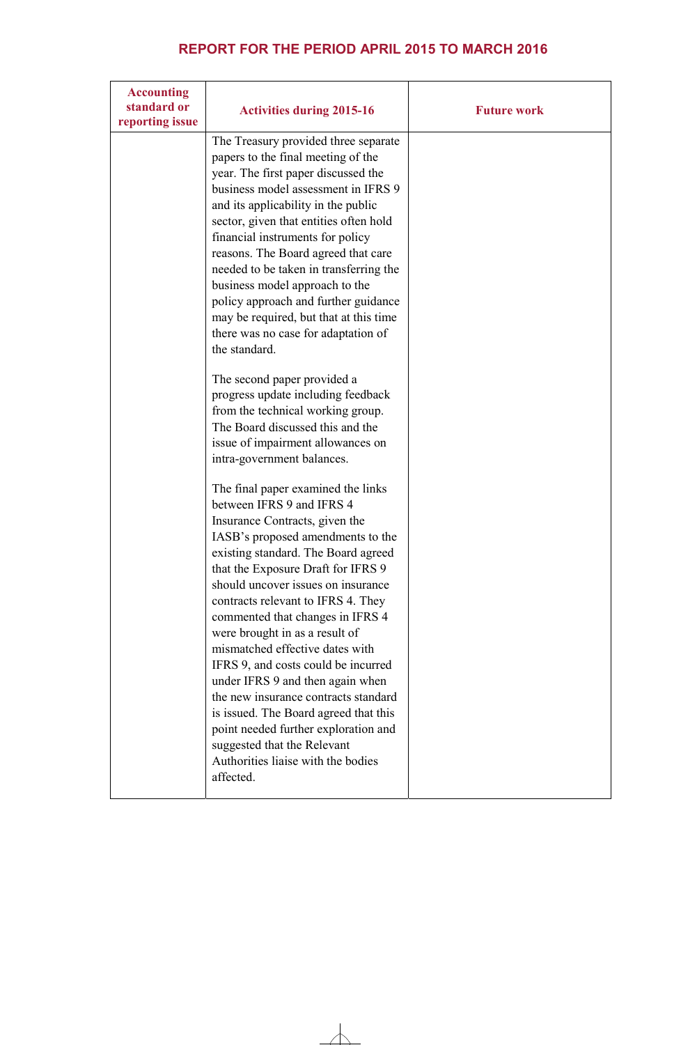## REPORT FOR THE PERIOD APRIL 2015 TO MARCH 2016

| Accounting standard or reporting issue | Activities during 2015-16 | Future work |
|---|---|---|
| | The Treasury provided three separate papers to the final meeting of the year. The first paper discussed the business model assessment in IFRS 9 and its applicability in the public sector, given that entities often hold financial instruments for policy reasons. The Board agreed that care needed to be taken in transferring the business model approach to the policy approach and further guidance may be required, but that at this time there was no case for adaptation of the standard.<br><br>The second paper provided a progress update including feedback from the technical working group. The Board discussed this and the issue of impairment allowances on intra-government balances.<br><br>The final paper examined the links between IFRS 9 and IFRS 4 Insurance Contracts, given the IASB's proposed amendments to the existing standard. The Board agreed that the Exposure Draft for IFRS 9 should uncover issues on insurance contracts relevant to IFRS 4. They commented that changes in IFRS 4 were brought in as a result of mismatched effective dates with IFRS 9, and costs could be incurred under IFRS 9 and then again when the new insurance contracts standard is issued. The Board agreed that this point needed further exploration and suggested that the Relevant Authorities liaise with the bodies affected. | |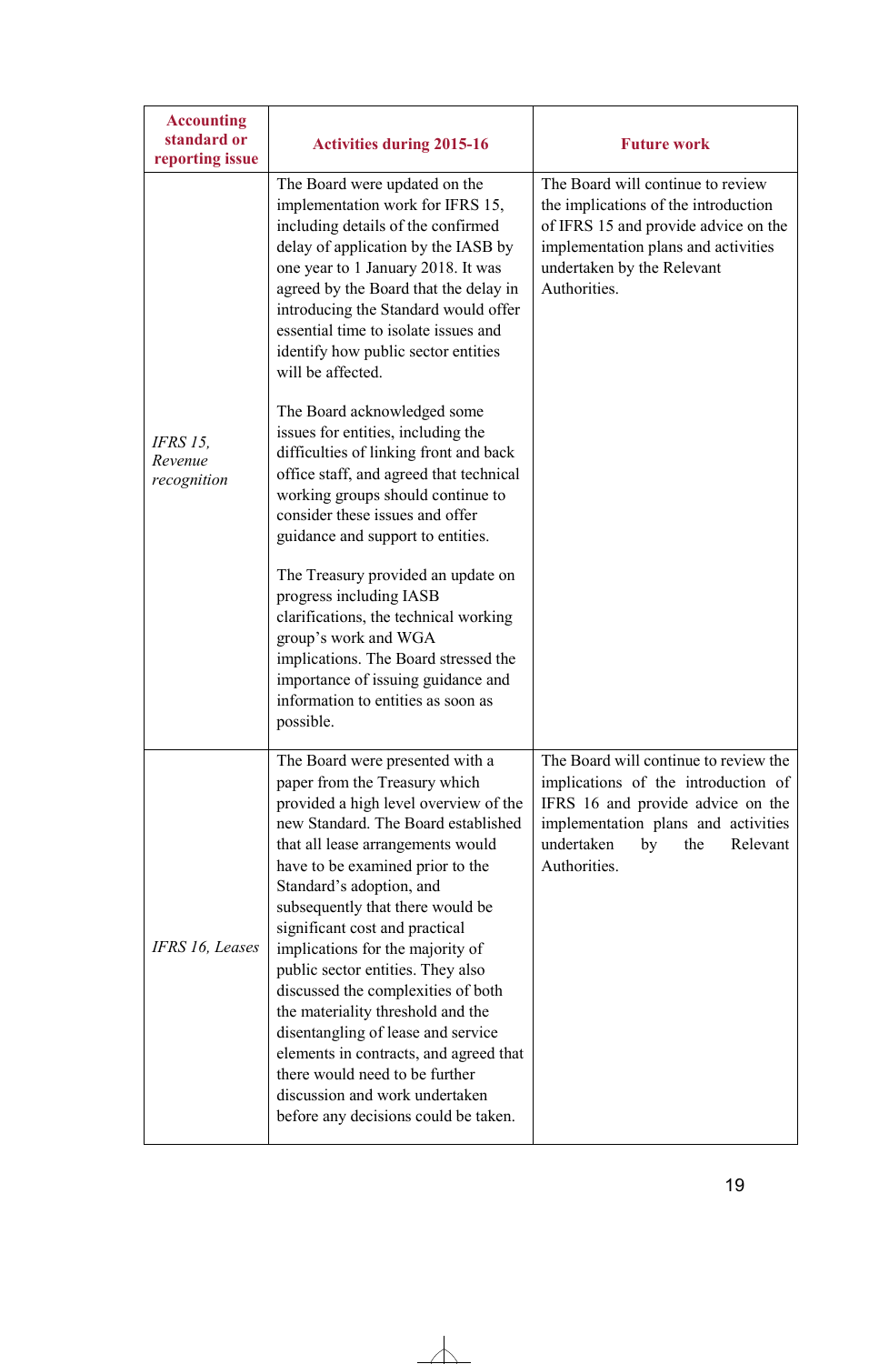| Accounting standard or reporting issue | Activities during 2015-16 | Future work |
|---|---|---|
| *IFRS 15, Revenue recognition* | The Board were updated on the implementation work for IFRS 15, including details of the confirmed delay of application by the IASB by one year to 1 January 2018. It was agreed by the Board that the delay in introducing the Standard would offer essential time to isolate issues and identify how public sector entities will be affected.<br><br>The Board acknowledged some issues for entities, including the difficulties of linking front and back office staff, and agreed that technical working groups should continue to consider these issues and offer guidance and support to entities.<br><br>The Treasury provided an update on progress including IASB clarifications, the technical working group's work and WGA implications. The Board stressed the importance of issuing guidance and information to entities as soon as possible. | The Board will continue to review the implications of the introduction of IFRS 15 and provide advice on the implementation plans and activities undertaken by the Relevant Authorities. |
| *IFRS 16, Leases* | The Board were presented with a paper from the Treasury which provided a high level overview of the new Standard. The Board established that all lease arrangements would have to be examined prior to the Standard's adoption, and subsequently that there would be significant cost and practical implications for the majority of public sector entities. They also discussed the complexities of both the materiality threshold and the disentangling of lease and service elements in contracts, and agreed that there would need to be further discussion and work undertaken before any decisions could be taken. | The Board will continue to review the implications of the introduction of IFRS 16 and provide advice on the implementation plans and activities undertaken by the Relevant Authorities. |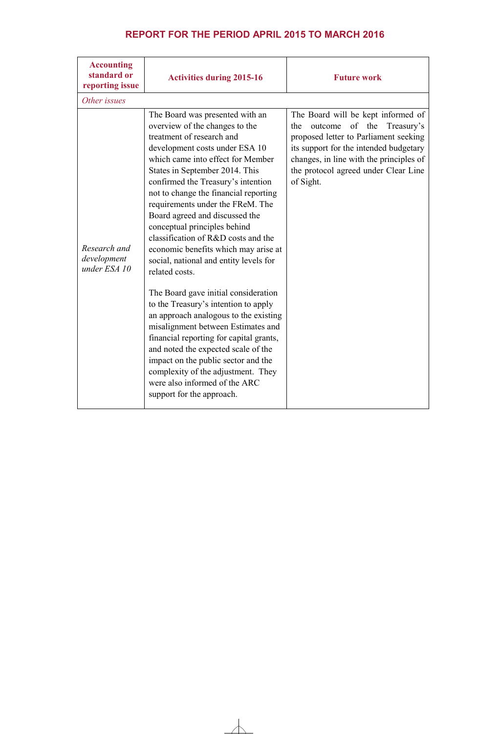## REPORT FOR THE PERIOD APRIL 2015 TO MARCH 2016

| Accounting standard or reporting issue | Activities during 2015-16 | Future work |
|---|---|---|
| *Other issues* | | |
| *Research and development under ESA 10* | The Board was presented with an overview of the changes to the treatment of research and development costs under ESA 10 which came into effect for Member States in September 2014. This confirmed the Treasury's intention not to change the financial reporting requirements under the FReM. The Board agreed and discussed the conceptual principles behind classification of R&D costs and the economic benefits which may arise at social, national and entity levels for related costs.<br><br>The Board gave initial consideration to the Treasury's intention to apply an approach analogous to the existing misalignment between Estimates and financial reporting for capital grants, and noted the expected scale of the impact on the public sector and the complexity of the adjustment. They were also informed of the ARC support for the approach. | The Board will be kept informed of the outcome of the Treasury's proposed letter to Parliament seeking its support for the intended budgetary changes, in line with the principles of the protocol agreed under Clear Line of Sight. |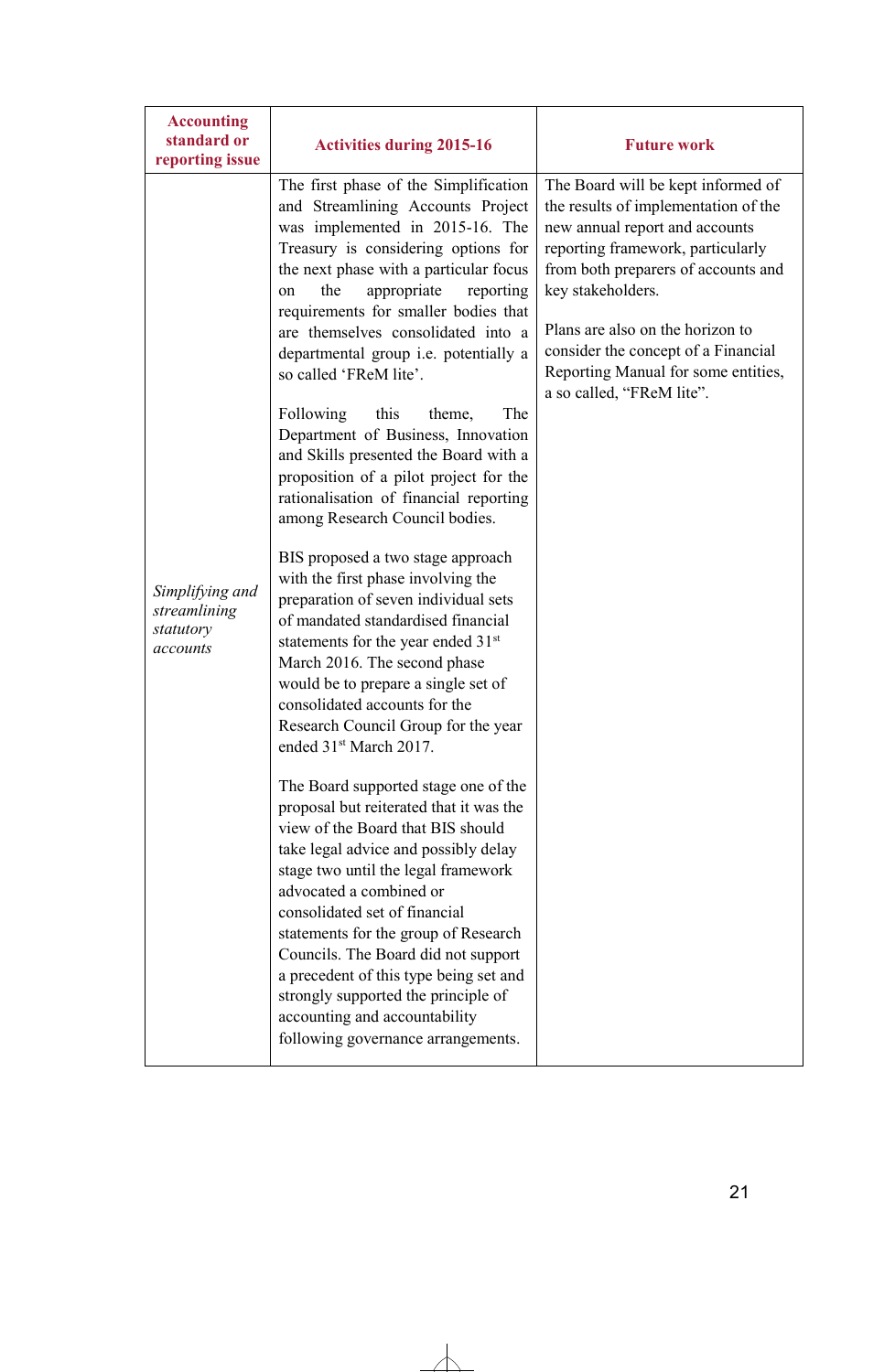| Accounting standard or reporting issue | Activities during 2015-16 | Future work |
|---|---|---|
| *Simplifying and streamlining statutory accounts* | The first phase of the Simplification and Streamlining Accounts Project was implemented in 2015-16. The Treasury is considering options for the next phase with a particular focus on the appropriate reporting requirements for smaller bodies that are themselves consolidated into a departmental group i.e. potentially a so called 'FReM lite'.<br><br>Following this theme, The Department of Business, Innovation and Skills presented the Board with a proposition of a pilot project for the rationalisation of financial reporting among Research Council bodies.<br><br>BIS proposed a two stage approach with the first phase involving the preparation of seven individual sets of mandated standardised financial statements for the year ended 31st March 2016. The second phase would be to prepare a single set of consolidated accounts for the Research Council Group for the year ended 31st March 2017.<br><br>The Board supported stage one of the proposal but reiterated that it was the view of the Board that BIS should take legal advice and possibly delay stage two until the legal framework advocated a combined or consolidated set of financial statements for the group of Research Councils. The Board did not support a precedent of this type being set and strongly supported the principle of accounting and accountability following governance arrangements. | The Board will be kept informed of the results of implementation of the new annual report and accounts reporting framework, particularly from both preparers of accounts and key stakeholders.<br><br>Plans are also on the horizon to consider the concept of a Financial Reporting Manual for some entities, a so called, "FReM lite". |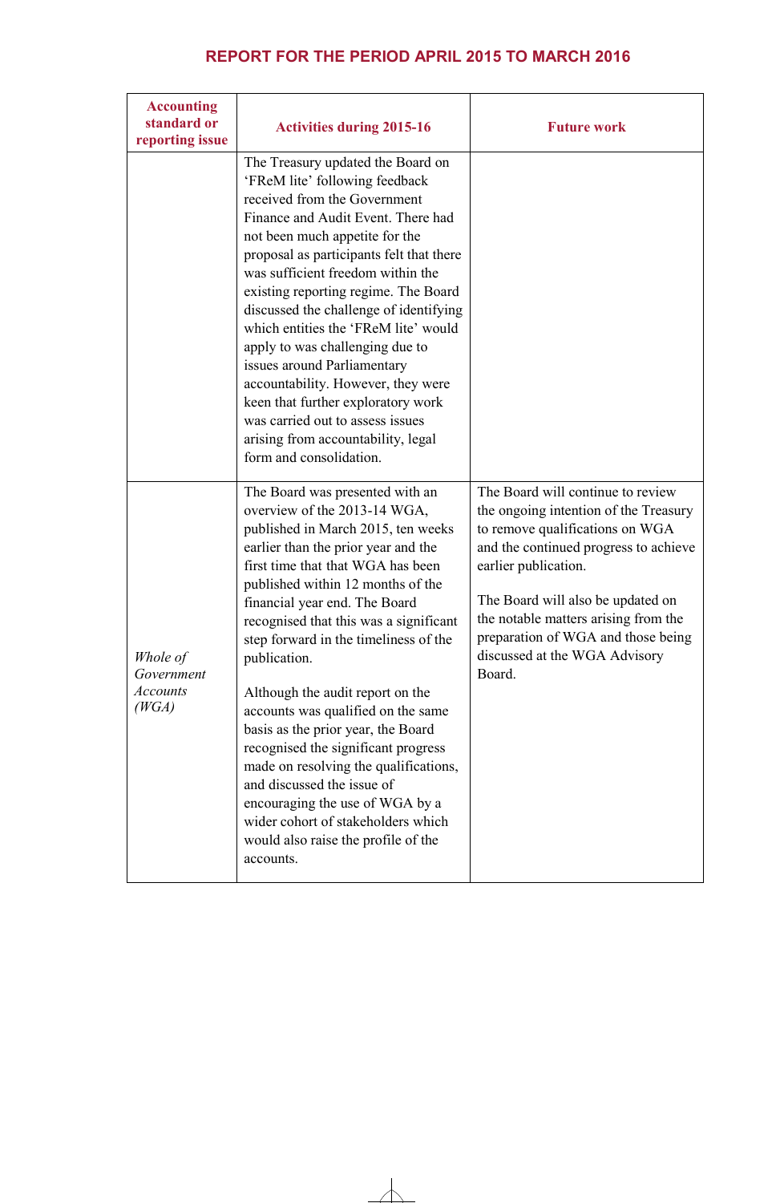## REPORT FOR THE PERIOD APRIL 2015 TO MARCH 2016

| Accounting standard or reporting issue | Activities during 2015-16 | Future work |
|---|---|---|
| | The Treasury updated the Board on 'FReM lite' following feedback received from the Government Finance and Audit Event. There had not been much appetite for the proposal as participants felt that there was sufficient freedom within the existing reporting regime. The Board discussed the challenge of identifying which entities the 'FReM lite' would apply to was challenging due to issues around Parliamentary accountability. However, they were keen that further exploratory work was carried out to assess issues arising from accountability, legal form and consolidation. | |
| *Whole of Government Accounts (WGA)* | The Board was presented with an overview of the 2013-14 WGA, published in March 2015, ten weeks earlier than the prior year and the first time that that WGA has been published within 12 months of the financial year end. The Board recognised that this was a significant step forward in the timeliness of the publication.<br><br>Although the audit report on the accounts was qualified on the same basis as the prior year, the Board recognised the significant progress made on resolving the qualifications, and discussed the issue of encouraging the use of WGA by a wider cohort of stakeholders which would also raise the profile of the accounts. | The Board will continue to review the ongoing intention of the Treasury to remove qualifications on WGA and the continued progress to achieve earlier publication.<br><br>The Board will also be updated on the notable matters arising from the preparation of WGA and those being discussed at the WGA Advisory Board. |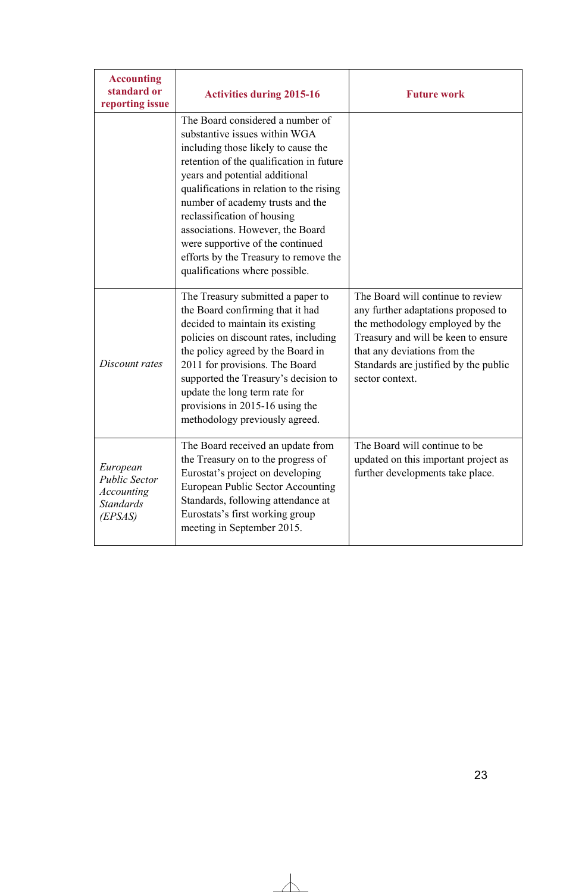| Accounting standard or reporting issue | Activities during 2015-16 | Future work |
| --- | --- | --- |
| | The Board considered a number of substantive issues within WGA including those likely to cause the retention of the qualification in future years and potential additional qualifications in relation to the rising number of academy trusts and the reclassification of housing associations. However, the Board were supportive of the continued efforts by the Treasury to remove the qualifications where possible. | |
| *Discount rates* | The Treasury submitted a paper to the Board confirming that it had decided to maintain its existing policies on discount rates, including the policy agreed by the Board in 2011 for provisions. The Board supported the Treasury's decision to update the long term rate for provisions in 2015-16 using the methodology previously agreed. | The Board will continue to review any further adaptations proposed to the methodology employed by the Treasury and will be keen to ensure that any deviations from the Standards are justified by the public sector context. |
| *European Public Sector Accounting Standards (EPSAS)* | The Board received an update from the Treasury on to the progress of Eurostat's project on developing European Public Sector Accounting Standards, following attendance at Eurostats's first working group meeting in September 2015. | The Board will continue to be updated on this important project as further developments take place. |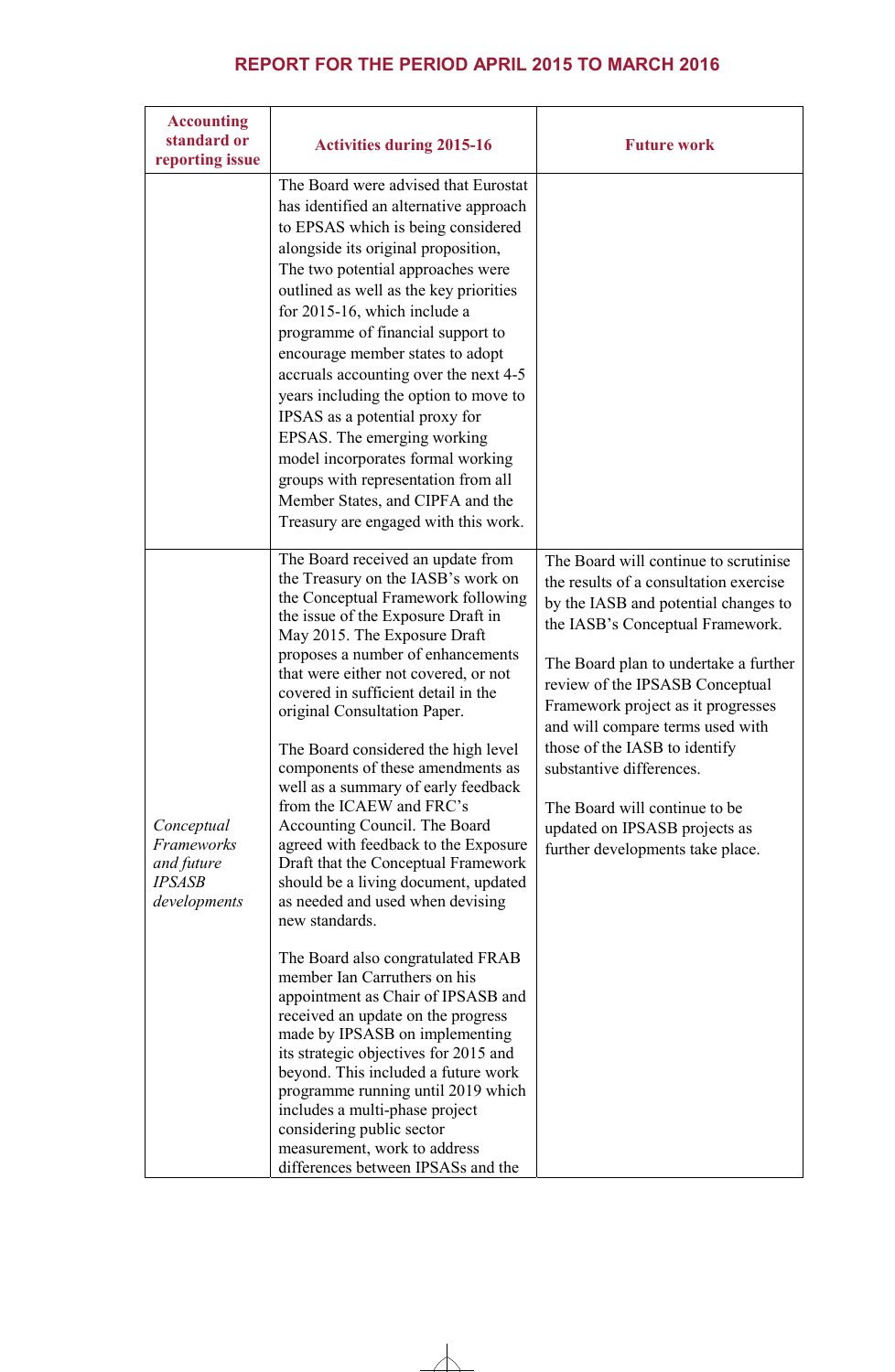## REPORT FOR THE PERIOD APRIL 2015 TO MARCH 2016

| Accounting standard or reporting issue | Activities during 2015-16 | Future work |
|---|---|---|
| | The Board were advised that Eurostat has identified an alternative approach to EPSAS which is being considered alongside its original proposition, The two potential approaches were outlined as well as the key priorities for 2015-16, which include a programme of financial support to encourage member states to adopt accruals accounting over the next 4-5 years including the option to move to IPSAS as a potential proxy for EPSAS. The emerging working model incorporates formal working groups with representation from all Member States, and CIPFA and the Treasury are engaged with this work. | |
| *Conceptual Frameworks and future IPSASB developments* | The Board received an update from the Treasury on the IASB's work on the Conceptual Framework following the issue of the Exposure Draft in May 2015. The Exposure Draft proposes a number of enhancements that were either not covered, or not covered in sufficient detail in the original Consultation Paper.<br><br>The Board considered the high level components of these amendments as well as a summary of early feedback from the ICAEW and FRC's Accounting Council. The Board agreed with feedback to the Exposure Draft that the Conceptual Framework should be a living document, updated as needed and used when devising new standards.<br><br>The Board also congratulated FRAB member Ian Carruthers on his appointment as Chair of IPSASB and received an update on the progress made by IPSASB on implementing its strategic objectives for 2015 and beyond. This included a future work programme running until 2019 which includes a multi-phase project considering public sector measurement, work to address differences between IPSASs and the | The Board will continue to scrutinise the results of a consultation exercise by the IASB and potential changes to the IASB's Conceptual Framework.<br><br>The Board plan to undertake a further review of the IPSASB Conceptual Framework project as it progresses and will compare terms used with those of the IASB to identify substantive differences.<br><br>The Board will continue to be updated on IPSASB projects as further developments take place. |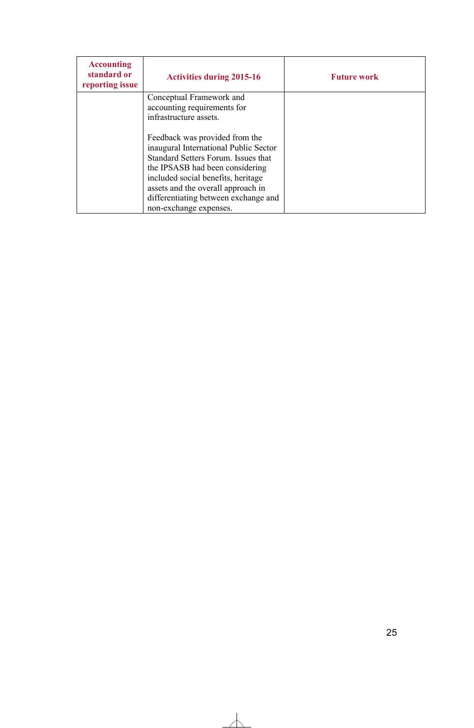| Accounting standard or reporting issue | Activities during 2015-16 | Future work |
| --- | --- | --- |
| | Conceptual Framework and accounting requirements for infrastructure assets.<br><br>Feedback was provided from the inaugural International Public Sector Standard Setters Forum. Issues that the IPSASB had been considering included social benefits, heritage assets and the overall approach in differentiating between exchange and non-exchange expenses. | |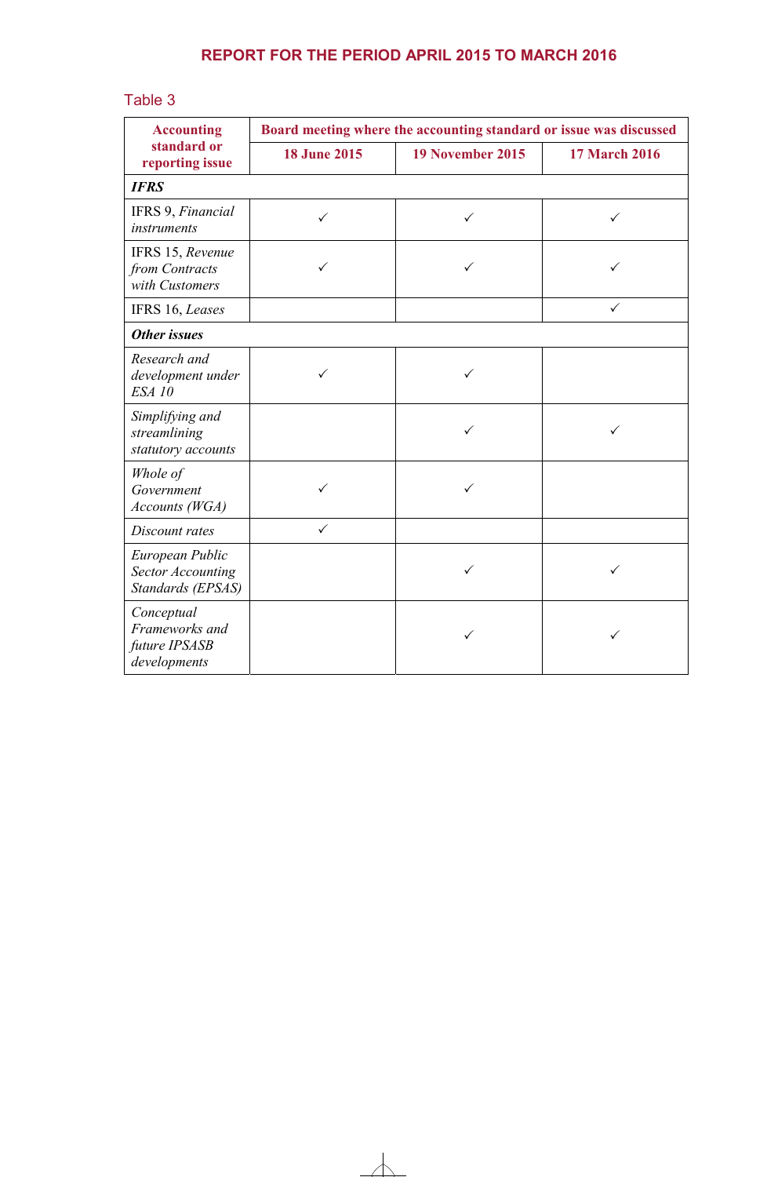## REPORT FOR THE PERIOD APRIL 2015 TO MARCH 2016

Table 3

| Accounting standard or reporting issue | Board meeting where the accounting standard or issue was discussed | | |
|---|---|---|---|
| | 18 June 2015 | 19 November 2015 | 17 March 2016 |
| ***IFRS*** | | | |
| IFRS 9, *Financial instruments* | ✓ | ✓ | ✓ |
| IFRS 15, *Revenue from Contracts with Customers* | ✓ | ✓ | ✓ |
| IFRS 16, *Leases* | | | ✓ |
| ***Other issues*** | | | |
| *Research and development under ESA 10* | ✓ | ✓ | |
| *Simplifying and streamlining statutory accounts* | | ✓ | ✓ |
| *Whole of Government Accounts (WGA)* | ✓ | ✓ | |
| *Discount rates* | ✓ | | |
| *European Public Sector Accounting Standards (EPSAS)* | | ✓ | ✓ |
| *Conceptual Frameworks and future IPSASB developments* | | ✓ | ✓ |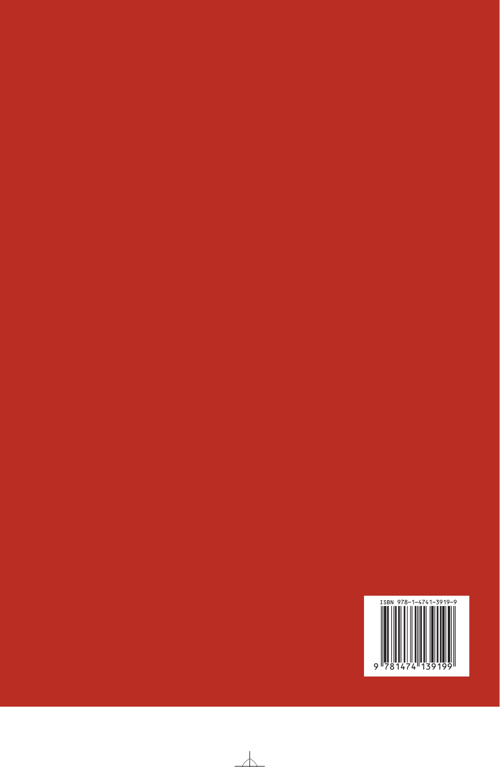ISBN 978-1-4741-3919-9

9 781474 139199